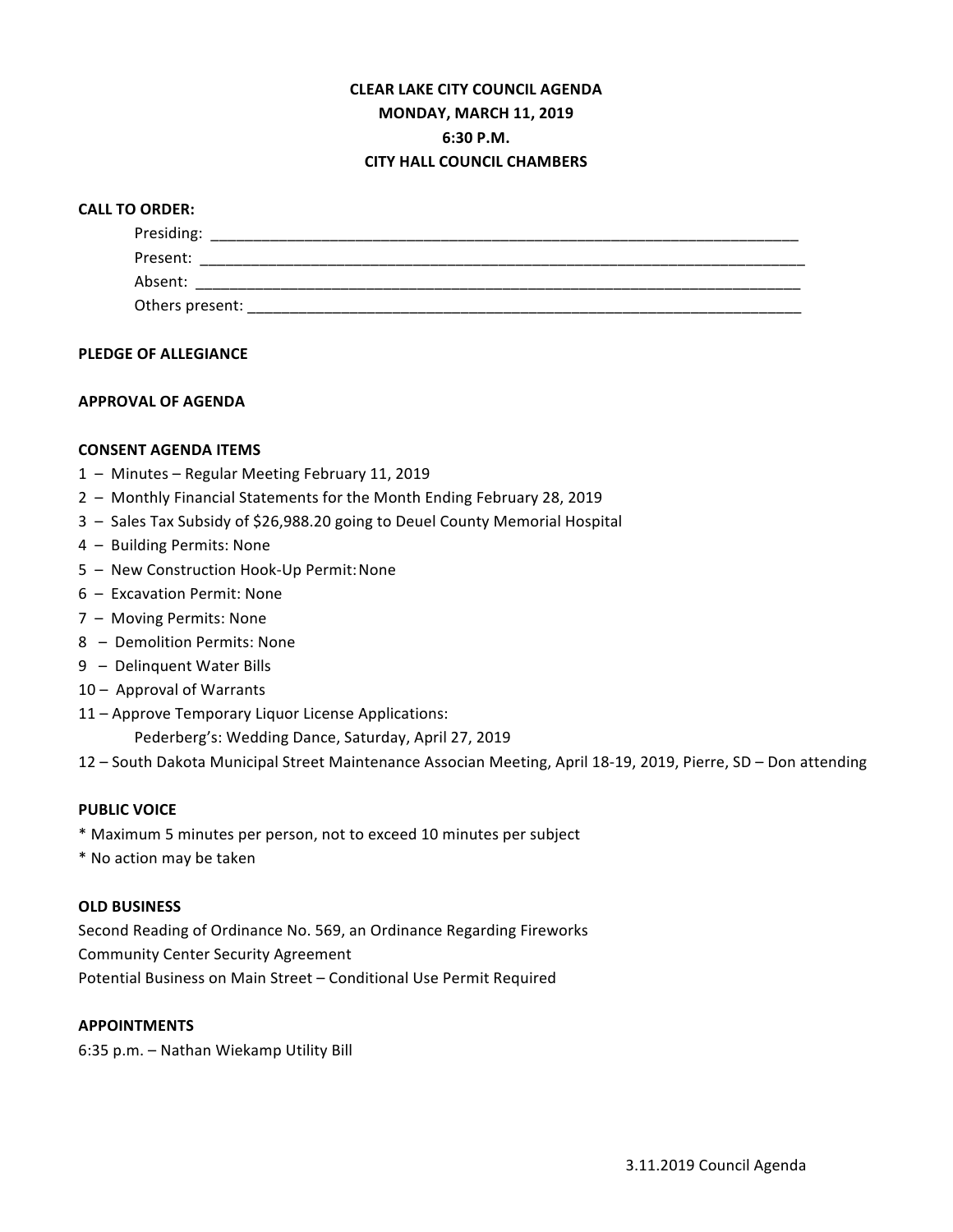# CLEAR LAKE CITY COUNCIL AGENDA
## MONDAY, MARCH 11, 2019
## 6:30 P.M.
## CITY HALL COUNCIL CHAMBERS

**CALL TO ORDER:**

Presiding: ________________________________________________________________________

Present: __________________________________________________________________________

Absent: __________________________________________________________________________

Others present: ____________________________________________________________________

**PLEDGE OF ALLEGIANCE**

**APPROVAL OF AGENDA**

**CONSENT AGENDA ITEMS**

1 – Minutes – Regular Meeting February 11, 2019
2 – Monthly Financial Statements for the Month Ending February 28, 2019
3 – Sales Tax Subsidy of $26,988.20 going to Deuel County Memorial Hospital
4 – Building Permits: None
5 – New Construction Hook-Up Permit: None
6 – Excavation Permit: None
7 – Moving Permits: None
8 – Demolition Permits: None
9 – Delinquent Water Bills
10 – Approval of Warrants
11 – Approve Temporary Liquor License Applications:
    Pederberg's: Wedding Dance, Saturday, April 27, 2019
12 – South Dakota Municipal Street Maintenance Associan Meeting, April 18-19, 2019, Pierre, SD – Don attending

**PUBLIC VOICE**

* Maximum 5 minutes per person, not to exceed 10 minutes per subject
* No action may be taken

**OLD BUSINESS**

Second Reading of Ordinance No. 569, an Ordinance Regarding Fireworks
Community Center Security Agreement
Potential Business on Main Street – Conditional Use Permit Required

**APPOINTMENTS**

6:35 p.m. – Nathan Wiekamp Utility Bill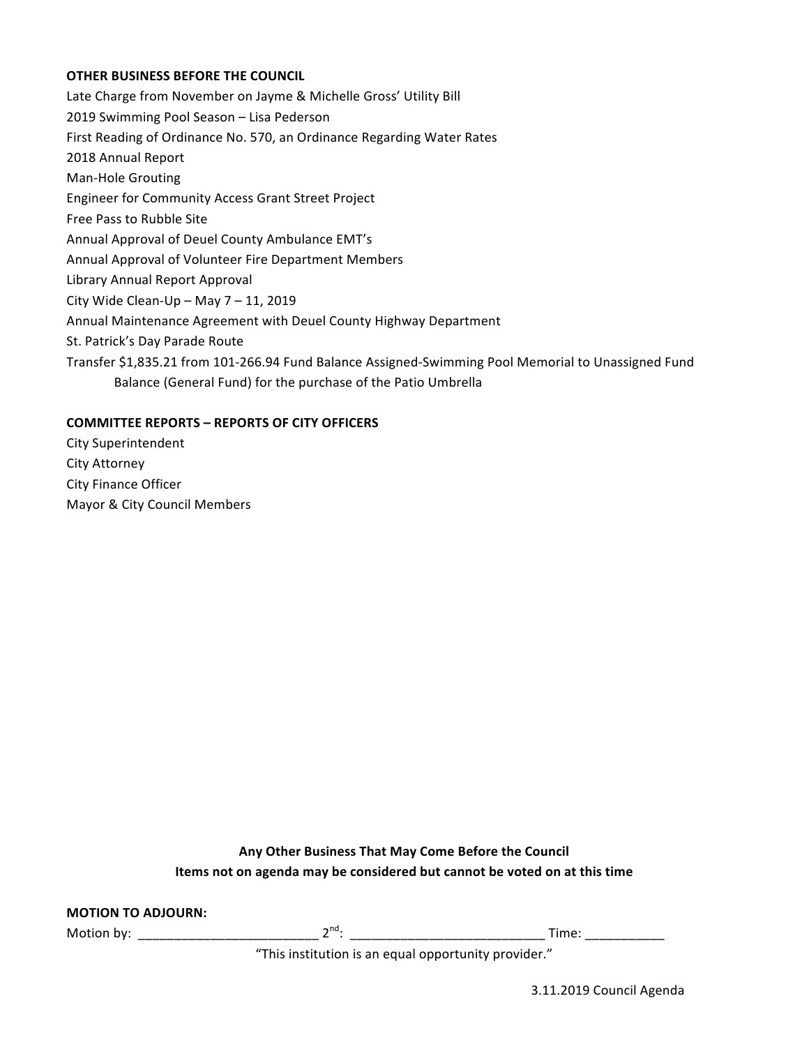**OTHER BUSINESS BEFORE THE COUNCIL**

Late Charge from November on Jayme & Michelle Gross' Utility Bill
2019 Swimming Pool Season – Lisa Pederson
First Reading of Ordinance No. 570, an Ordinance Regarding Water Rates
2018 Annual Report
Man-Hole Grouting
Engineer for Community Access Grant Street Project
Free Pass to Rubble Site
Annual Approval of Deuel County Ambulance EMT's
Annual Approval of Volunteer Fire Department Members
Library Annual Report Approval
City Wide Clean-Up – May 7 – 11, 2019
Annual Maintenance Agreement with Deuel County Highway Department
St. Patrick's Day Parade Route
Transfer $1,835.21 from 101-266.94 Fund Balance Assigned-Swimming Pool Memorial to Unassigned Fund Balance (General Fund) for the purchase of the Patio Umbrella

**COMMITTEE REPORTS – REPORTS OF CITY OFFICERS**

City Superintendent
City Attorney
City Finance Officer
Mayor & City Council Members

**Any Other Business That May Come Before the Council**
**Items not on agenda may be considered but cannot be voted on at this time**

**MOTION TO ADJOURN:**

Motion by: _________________________ 2nd: ___________________________ Time: ___________

"This institution is an equal opportunity provider."

3.11.2019 Council Agenda